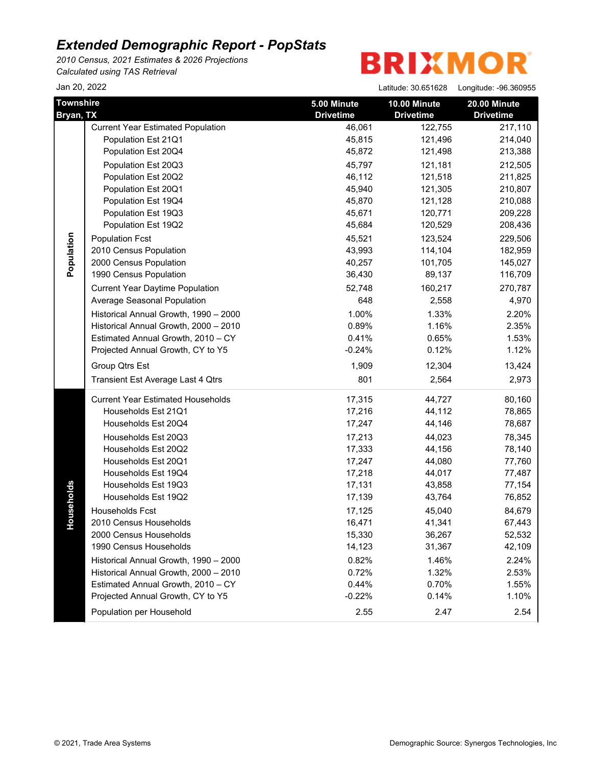# *Extended Demographic Report - PopStats*

*2010 Census, 2021 Estimates & 2026 Projections*
*Calculated using TAS Retrieval*

BRIXMOR

Jan 20, 2022

Latitude: 30.651628 Longitude: -96.360955

| | Townshire Bryan, TX | 5.00 Minute Drivetime | 10.00 Minute Drivetime | 20.00 Minute Drivetime |
|---|---|---|---|---|
| Population | Current Year Estimated Population | 46,061 | 122,755 | 217,110 |
| | Population Est 21Q1 | 45,815 | 121,496 | 214,040 |
| | Population Est 20Q4 | 45,872 | 121,498 | 213,388 |
| | Population Est 20Q3 | 45,797 | 121,181 | 212,505 |
| | Population Est 20Q2 | 46,112 | 121,518 | 211,825 |
| | Population Est 20Q1 | 45,940 | 121,305 | 210,807 |
| | Population Est 19Q4 | 45,870 | 121,128 | 210,088 |
| | Population Est 19Q3 | 45,671 | 120,771 | 209,228 |
| | Population Est 19Q2 | 45,684 | 120,529 | 208,436 |
| | Population Fcst | 45,521 | 123,524 | 229,506 |
| | 2010 Census Population | 43,993 | 114,104 | 182,959 |
| | 2000 Census Population | 40,257 | 101,705 | 145,027 |
| | 1990 Census Population | 36,430 | 89,137 | 116,709 |
| | Current Year Daytime Population | 52,748 | 160,217 | 270,787 |
| | Average Seasonal Population | 648 | 2,558 | 4,970 |
| | Historical Annual Growth, 1990 – 2000 | 1.00% | 1.33% | 2.20% |
| | Historical Annual Growth, 2000 – 2010 | 0.89% | 1.16% | 2.35% |
| | Estimated Annual Growth, 2010 – CY | 0.41% | 0.65% | 1.53% |
| | Projected Annual Growth, CY to Y5 | -0.24% | 0.12% | 1.12% |
| | Group Qtrs Est | 1,909 | 12,304 | 13,424 |
| | Transient Est Average Last 4 Qtrs | 801 | 2,564 | 2,973 |
| Households | Current Year Estimated Households | 17,315 | 44,727 | 80,160 |
| | Households Est 21Q1 | 17,216 | 44,112 | 78,865 |
| | Households Est 20Q4 | 17,247 | 44,146 | 78,687 |
| | Households Est 20Q3 | 17,213 | 44,023 | 78,345 |
| | Households Est 20Q2 | 17,333 | 44,156 | 78,140 |
| | Households Est 20Q1 | 17,247 | 44,080 | 77,760 |
| | Households Est 19Q4 | 17,218 | 44,017 | 77,487 |
| | Households Est 19Q3 | 17,131 | 43,858 | 77,154 |
| | Households Est 19Q2 | 17,139 | 43,764 | 76,852 |
| | Households Fcst | 17,125 | 45,040 | 84,679 |
| | 2010 Census Households | 16,471 | 41,341 | 67,443 |
| | 2000 Census Households | 15,330 | 36,267 | 52,532 |
| | 1990 Census Households | 14,123 | 31,367 | 42,109 |
| | Historical Annual Growth, 1990 – 2000 | 0.82% | 1.46% | 2.24% |
| | Historical Annual Growth, 2000 – 2010 | 0.72% | 1.32% | 2.53% |
| | Estimated Annual Growth, 2010 – CY | 0.44% | 0.70% | 1.55% |
| | Projected Annual Growth, CY to Y5 | -0.22% | 0.14% | 1.10% |
| | Population per Household | 2.55 | 2.47 | 2.54 |

© 2021, Trade Area Systems

Demographic Source: Synergos Technologies, Inc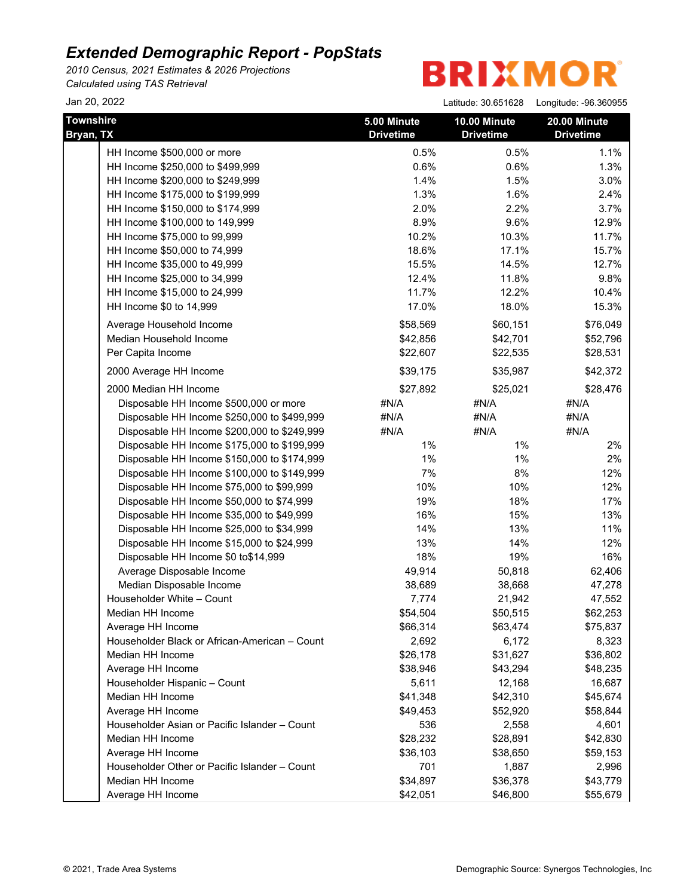# Extended Demographic Report - PopStats

*2010 Census, 2021 Estimates & 2026 Projections*
*Calculated using TAS Retrieval*

BRIXMOR

Jan 20, 2022

Latitude: 30.651628 Longitude: -96.360955

| Townshire Bryan, TX | 5.00 Minute Drivetime | 10.00 Minute Drivetime | 20.00 Minute Drivetime |
|---|---|---|---|
| HH Income $500,000 or more | 0.5% | 0.5% | 1.1% |
| HH Income $250,000 to $499,999 | 0.6% | 0.6% | 1.3% |
| HH Income $200,000 to $249,999 | 1.4% | 1.5% | 3.0% |
| HH Income $175,000 to $199,999 | 1.3% | 1.6% | 2.4% |
| HH Income $150,000 to $174,999 | 2.0% | 2.2% | 3.7% |
| HH Income $100,000 to 149,999 | 8.9% | 9.6% | 12.9% |
| HH Income $75,000 to 99,999 | 10.2% | 10.3% | 11.7% |
| HH Income $50,000 to 74,999 | 18.6% | 17.1% | 15.7% |
| HH Income $35,000 to 49,999 | 15.5% | 14.5% | 12.7% |
| HH Income $25,000 to 34,999 | 12.4% | 11.8% | 9.8% |
| HH Income $15,000 to 24,999 | 11.7% | 12.2% | 10.4% |
| HH Income $0 to 14,999 | 17.0% | 18.0% | 15.3% |
| Average Household Income | $58,569 | $60,151 | $76,049 |
| Median Household Income | $42,856 | $42,701 | $52,796 |
| Per Capita Income | $22,607 | $22,535 | $28,531 |
| 2000 Average HH Income | $39,175 | $35,987 | $42,372 |
| 2000 Median HH Income | $27,892 | $25,021 | $28,476 |
| Disposable HH Income $500,000 or more | #N/A | #N/A | #N/A |
| Disposable HH Income $250,000 to $499,999 | #N/A | #N/A | #N/A |
| Disposable HH Income $200,000 to $249,999 | #N/A | #N/A | #N/A |
| Disposable HH Income $175,000 to $199,999 | 1% | 1% | 2% |
| Disposable HH Income $150,000 to $174,999 | 1% | 1% | 2% |
| Disposable HH Income $100,000 to $149,999 | 7% | 8% | 12% |
| Disposable HH Income $75,000 to $99,999 | 10% | 10% | 12% |
| Disposable HH Income $50,000 to $74,999 | 19% | 18% | 17% |
| Disposable HH Income $35,000 to $49,999 | 16% | 15% | 13% |
| Disposable HH Income $25,000 to $34,999 | 14% | 13% | 11% |
| Disposable HH Income $15,000 to $24,999 | 13% | 14% | 12% |
| Disposable HH Income $0 to$14,999 | 18% | 19% | 16% |
| Average Disposable Income | 49,914 | 50,818 | 62,406 |
| Median Disposable Income | 38,689 | 38,668 | 47,278 |
| Householder White – Count | 7,774 | 21,942 | 47,552 |
| Median HH Income | $54,504 | $50,515 | $62,253 |
| Average HH Income | $66,314 | $63,474 | $75,837 |
| Householder Black or African-American – Count | 2,692 | 6,172 | 8,323 |
| Median HH Income | $26,178 | $31,627 | $36,802 |
| Average HH Income | $38,946 | $43,294 | $48,235 |
| Householder Hispanic – Count | 5,611 | 12,168 | 16,687 |
| Median HH Income | $41,348 | $42,310 | $45,674 |
| Average HH Income | $49,453 | $52,920 | $58,844 |
| Householder Asian or Pacific Islander – Count | 536 | 2,558 | 4,601 |
| Median HH Income | $28,232 | $28,891 | $42,830 |
| Average HH Income | $36,103 | $38,650 | $59,153 |
| Householder Other or Pacific Islander – Count | 701 | 1,887 | 2,996 |
| Median HH Income | $34,897 | $36,378 | $43,779 |
| Average HH Income | $42,051 | $46,800 | $55,679 |

© 2021, Trade Area Systems

Demographic Source: Synergos Technologies, Inc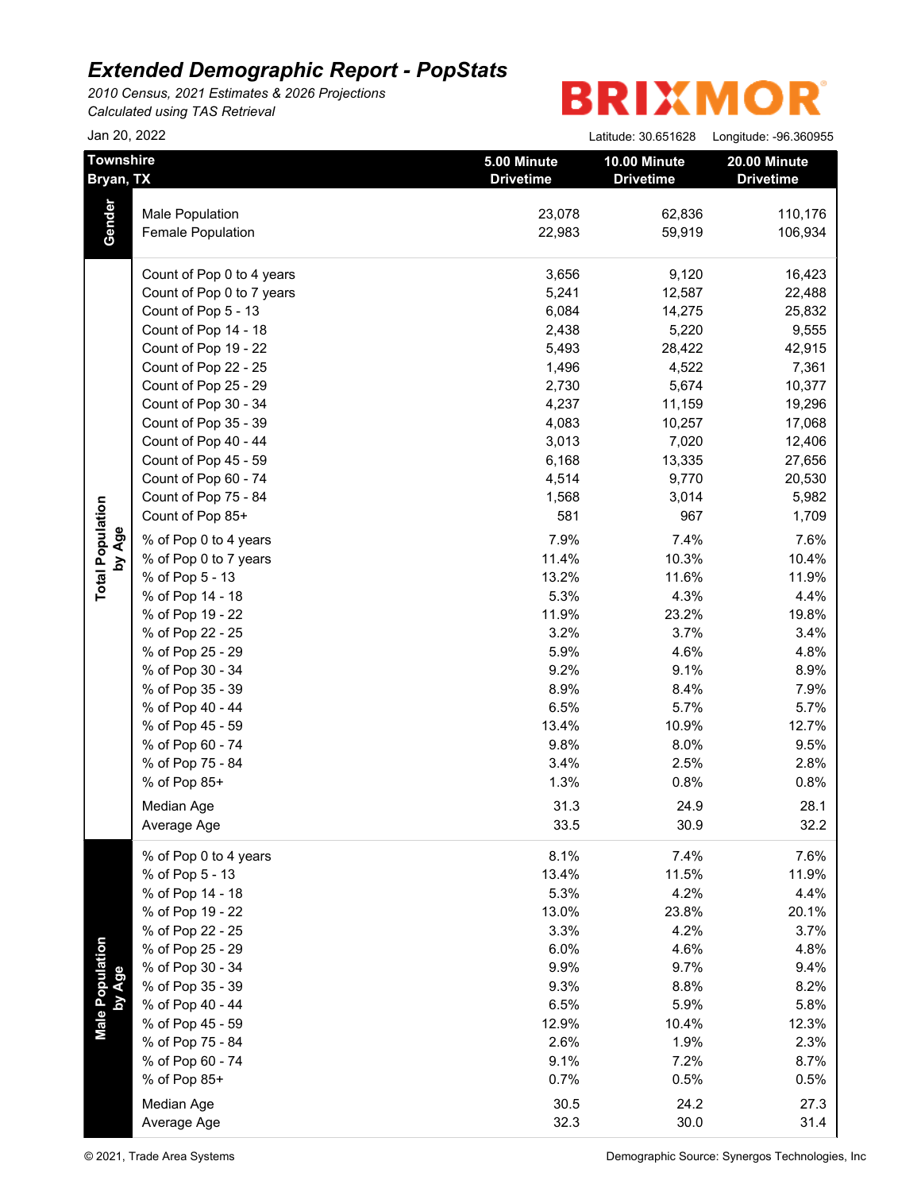# Extended Demographic Report - PopStats

*2010 Census, 2021 Estimates & 2026 Projections*
*Calculated using TAS Retrieval*

BRIXMOR

Jan 20, 2022

Latitude: 30.651628 Longitude: -96.360955

| Townshire Bryan, TX | | 5.00 Minute Drivetime | 10.00 Minute Drivetime | 20.00 Minute Drivetime |
|---|---|---|---|---|
| Gender | Male Population | 23,078 | 62,836 | 110,176 |
| | Female Population | 22,983 | 59,919 | 106,934 |
| Total Population by Age | Count of Pop 0 to 4 years | 3,656 | 9,120 | 16,423 |
| | Count of Pop 0 to 7 years | 5,241 | 12,587 | 22,488 |
| | Count of Pop 5 - 13 | 6,084 | 14,275 | 25,832 |
| | Count of Pop 14 - 18 | 2,438 | 5,220 | 9,555 |
| | Count of Pop 19 - 22 | 5,493 | 28,422 | 42,915 |
| | Count of Pop 22 - 25 | 1,496 | 4,522 | 7,361 |
| | Count of Pop 25 - 29 | 2,730 | 5,674 | 10,377 |
| | Count of Pop 30 - 34 | 4,237 | 11,159 | 19,296 |
| | Count of Pop 35 - 39 | 4,083 | 10,257 | 17,068 |
| | Count of Pop 40 - 44 | 3,013 | 7,020 | 12,406 |
| | Count of Pop 45 - 59 | 6,168 | 13,335 | 27,656 |
| | Count of Pop 60 - 74 | 4,514 | 9,770 | 20,530 |
| | Count of Pop 75 - 84 | 1,568 | 3,014 | 5,982 |
| | Count of Pop 85+ | 581 | 967 | 1,709 |
| | % of Pop 0 to 4 years | 7.9% | 7.4% | 7.6% |
| | % of Pop 0 to 7 years | 11.4% | 10.3% | 10.4% |
| | % of Pop 5 - 13 | 13.2% | 11.6% | 11.9% |
| | % of Pop 14 - 18 | 5.3% | 4.3% | 4.4% |
| | % of Pop 19 - 22 | 11.9% | 23.2% | 19.8% |
| | % of Pop 22 - 25 | 3.2% | 3.7% | 3.4% |
| | % of Pop 25 - 29 | 5.9% | 4.6% | 4.8% |
| | % of Pop 30 - 34 | 9.2% | 9.1% | 8.9% |
| | % of Pop 35 - 39 | 8.9% | 8.4% | 7.9% |
| | % of Pop 40 - 44 | 6.5% | 5.7% | 5.7% |
| | % of Pop 45 - 59 | 13.4% | 10.9% | 12.7% |
| | % of Pop 60 - 74 | 9.8% | 8.0% | 9.5% |
| | % of Pop 75 - 84 | 3.4% | 2.5% | 2.8% |
| | % of Pop 85+ | 1.3% | 0.8% | 0.8% |
| | Median Age | 31.3 | 24.9 | 28.1 |
| | Average Age | 33.5 | 30.9 | 32.2 |
| Male Population by Age | % of Pop 0 to 4 years | 8.1% | 7.4% | 7.6% |
| | % of Pop 5 - 13 | 13.4% | 11.5% | 11.9% |
| | % of Pop 14 - 18 | 5.3% | 4.2% | 4.4% |
| | % of Pop 19 - 22 | 13.0% | 23.8% | 20.1% |
| | % of Pop 22 - 25 | 3.3% | 4.2% | 3.7% |
| | % of Pop 25 - 29 | 6.0% | 4.6% | 4.8% |
| | % of Pop 30 - 34 | 9.9% | 9.7% | 9.4% |
| | % of Pop 35 - 39 | 9.3% | 8.8% | 8.2% |
| | % of Pop 40 - 44 | 6.5% | 5.9% | 5.8% |
| | % of Pop 45 - 59 | 12.9% | 10.4% | 12.3% |
| | % of Pop 75 - 84 | 2.6% | 1.9% | 2.3% |
| | % of Pop 60 - 74 | 9.1% | 7.2% | 8.7% |
| | % of Pop 85+ | 0.7% | 0.5% | 0.5% |
| | Median Age | 30.5 | 24.2 | 27.3 |
| | Average Age | 32.3 | 30.0 | 31.4 |

© 2021, Trade Area Systems

Demographic Source: Synergos Technologies, Inc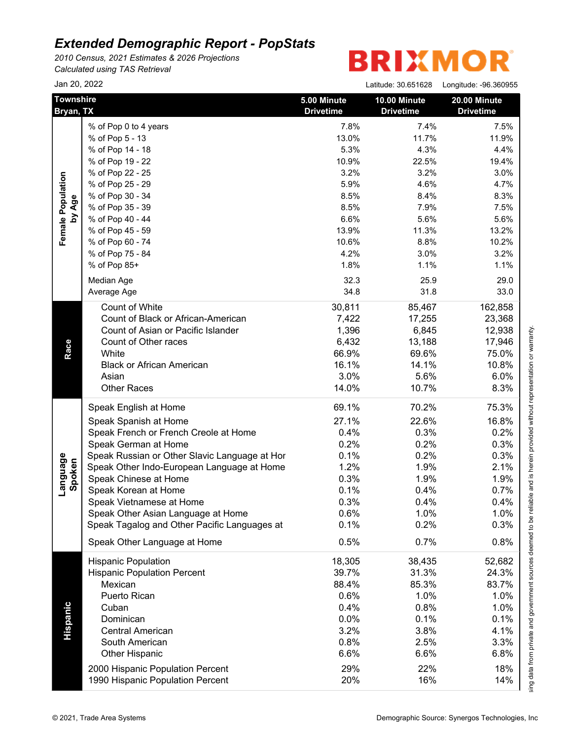# *Extended Demographic Report - PopStats*

*2010 Census, 2021 Estimates & 2026 Projections*
*Calculated using TAS Retrieval*

BRIXMOR

Jan 20, 2022

Latitude: 30.651628 Longitude: -96.360955

| Townshire Bryan, TX | | 5.00 Minute Drivetime | 10.00 Minute Drivetime | 20.00 Minute Drivetime |
|---|---|---|---|---|
| Female Population by Age | % of Pop 0 to 4 years | 7.8% | 7.4% | 7.5% |
| | % of Pop 5 - 13 | 13.0% | 11.7% | 11.9% |
| | % of Pop 14 - 18 | 5.3% | 4.3% | 4.4% |
| | % of Pop 19 - 22 | 10.9% | 22.5% | 19.4% |
| | % of Pop 22 - 25 | 3.2% | 3.2% | 3.0% |
| | % of Pop 25 - 29 | 5.9% | 4.6% | 4.7% |
| | % of Pop 30 - 34 | 8.5% | 8.4% | 8.3% |
| | % of Pop 35 - 39 | 8.5% | 7.9% | 7.5% |
| | % of Pop 40 - 44 | 6.6% | 5.6% | 5.6% |
| | % of Pop 45 - 59 | 13.9% | 11.3% | 13.2% |
| | % of Pop 60 - 74 | 10.6% | 8.8% | 10.2% |
| | % of Pop 75 - 84 | 4.2% | 3.0% | 3.2% |
| | % of Pop 85+ | 1.8% | 1.1% | 1.1% |
| | Median Age | 32.3 | 25.9 | 29.0 |
| | Average Age | 34.8 | 31.8 | 33.0 |
| Race | Count of White | 30,811 | 85,467 | 162,858 |
| | Count of Black or African-American | 7,422 | 17,255 | 23,368 |
| | Count of Asian or Pacific Islander | 1,396 | 6,845 | 12,938 |
| | Count of Other races | 6,432 | 13,188 | 17,946 |
| | White | 66.9% | 69.6% | 75.0% |
| | Black or African American | 16.1% | 14.1% | 10.8% |
| | Asian | 3.0% | 5.6% | 6.0% |
| | Other Races | 14.0% | 10.7% | 8.3% |
| Language Spoken | Speak English at Home | 69.1% | 70.2% | 75.3% |
| | Speak Spanish at Home | 27.1% | 22.6% | 16.8% |
| | Speak French or French Creole at Home | 0.4% | 0.3% | 0.2% |
| | Speak German at Home | 0.2% | 0.2% | 0.3% |
| | Speak Russian or Other Slavic Language at Hor | 0.1% | 0.2% | 0.3% |
| | Speak Other Indo-European Language at Home | 1.2% | 1.9% | 2.1% |
| | Speak Chinese at Home | 0.3% | 1.9% | 1.9% |
| | Speak Korean at Home | 0.1% | 0.4% | 0.7% |
| | Speak Vietnamese at Home | 0.3% | 0.4% | 0.4% |
| | Speak Other Asian Language at Home | 0.6% | 1.0% | 1.0% |
| | Speak Tagalog and Other Pacific Languages at | 0.1% | 0.2% | 0.3% |
| | Speak Other Language at Home | 0.5% | 0.7% | 0.8% |
| Hispanic | Hispanic Population | 18,305 | 38,435 | 52,682 |
| | Hispanic Population Percent | 39.7% | 31.3% | 24.3% |
| | Mexican | 88.4% | 85.3% | 83.7% |
| | Puerto Rican | 0.6% | 1.0% | 1.0% |
| | Cuban | 0.4% | 0.8% | 1.0% |
| | Dominican | 0.0% | 0.1% | 0.1% |
| | Central American | 3.2% | 3.8% | 4.1% |
| | South American | 0.8% | 2.5% | 3.3% |
| | Other Hispanic | 6.6% | 6.6% | 6.8% |
| | 2000 Hispanic Population Percent | 29% | 22% | 18% |
| | 1990 Hispanic Population Percent | 20% | 16% | 14% |

sing data from private and government sources deemed to be reliable and is herein provided without representation or warranty.

© 2021, Trade Area Systems

Demographic Source: Synergos Technologies, Inc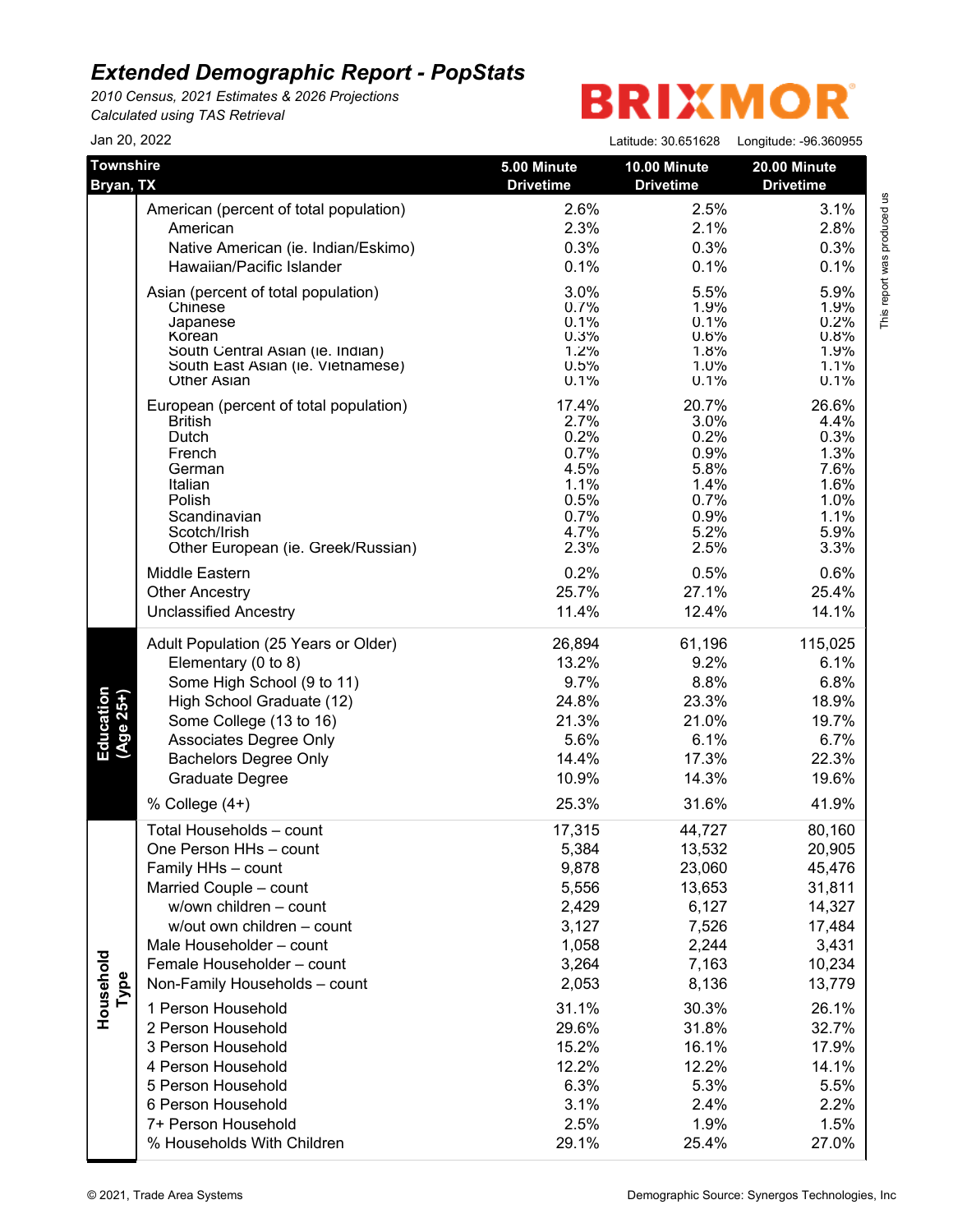# *Extended Demographic Report - PopStats*

*2010 Census, 2021 Estimates & 2026 Projections*
*Calculated using TAS Retrieval*

BRIXMOR

Jan 20, 2022

Latitude: 30.651628 Longitude: -96.360955

This report was produced us

| Townshire Bryan, TX | | 5.00 Minute Drivetime | 10.00 Minute Drivetime | 20.00 Minute Drivetime |
|---|---|---|---|---|
| | American (percent of total population) | 2.6% | 2.5% | 3.1% |
| | American | 2.3% | 2.1% | 2.8% |
| | Native American (ie. Indian/Eskimo) | 0.3% | 0.3% | 0.3% |
| | Hawaiian/Pacific Islander | 0.1% | 0.1% | 0.1% |
| | Asian (percent of total population) | 3.0% | 5.5% | 5.9% |
| | Chinese | 0.7% | 1.9% | 1.9% |
| | Japanese | 0.1% | 0.1% | 0.2% |
| | Korean | 0.3% | 0.6% | 0.8% |
| | South Central Asian (ie. Indian) | 1.2% | 1.8% | 1.9% |
| | South East Asian (ie. Vietnamese) | 0.5% | 1.0% | 1.1% |
| | Other Asian | 0.1% | 0.1% | 0.1% |
| | European (percent of total population) | 17.4% | 20.7% | 26.6% |
| | British | 2.7% | 3.0% | 4.4% |
| | Dutch | 0.2% | 0.2% | 0.3% |
| | French | 0.7% | 0.9% | 1.3% |
| | German | 4.5% | 5.8% | 7.6% |
| | Italian | 1.1% | 1.4% | 1.6% |
| | Polish | 0.5% | 0.7% | 1.0% |
| | Scandinavian | 0.7% | 0.9% | 1.1% |
| | Scotch/Irish | 4.7% | 5.2% | 5.9% |
| | Other European (ie. Greek/Russian) | 2.3% | 2.5% | 3.3% |
| | Middle Eastern | 0.2% | 0.5% | 0.6% |
| | Other Ancestry | 25.7% | 27.1% | 25.4% |
| | Unclassified Ancestry | 11.4% | 12.4% | 14.1% |
| Education (Age 25+) | Adult Population (25 Years or Older) | 26,894 | 61,196 | 115,025 |
| | Elementary (0 to 8) | 13.2% | 9.2% | 6.1% |
| | Some High School (9 to 11) | 9.7% | 8.8% | 6.8% |
| | High School Graduate (12) | 24.8% | 23.3% | 18.9% |
| | Some College (13 to 16) | 21.3% | 21.0% | 19.7% |
| | Associates Degree Only | 5.6% | 6.1% | 6.7% |
| | Bachelors Degree Only | 14.4% | 17.3% | 22.3% |
| | Graduate Degree | 10.9% | 14.3% | 19.6% |
| | % College (4+) | 25.3% | 31.6% | 41.9% |
| Household Type | Total Households – count | 17,315 | 44,727 | 80,160 |
| | One Person HHs – count | 5,384 | 13,532 | 20,905 |
| | Family HHs – count | 9,878 | 23,060 | 45,476 |
| | Married Couple – count | 5,556 | 13,653 | 31,811 |
| | w/own children – count | 2,429 | 6,127 | 14,327 |
| | w/out own children – count | 3,127 | 7,526 | 17,484 |
| | Male Householder – count | 1,058 | 2,244 | 3,431 |
| | Female Householder – count | 3,264 | 7,163 | 10,234 |
| | Non-Family Households – count | 2,053 | 8,136 | 13,779 |
| | 1 Person Household | 31.1% | 30.3% | 26.1% |
| | 2 Person Household | 29.6% | 31.8% | 32.7% |
| | 3 Person Household | 15.2% | 16.1% | 17.9% |
| | 4 Person Household | 12.2% | 12.2% | 14.1% |
| | 5 Person Household | 6.3% | 5.3% | 5.5% |
| | 6 Person Household | 3.1% | 2.4% | 2.2% |
| | 7+ Person Household | 2.5% | 1.9% | 1.5% |
| | % Households With Children | 29.1% | 25.4% | 27.0% |

© 2021, Trade Area Systems

Demographic Source: Synergos Technologies, Inc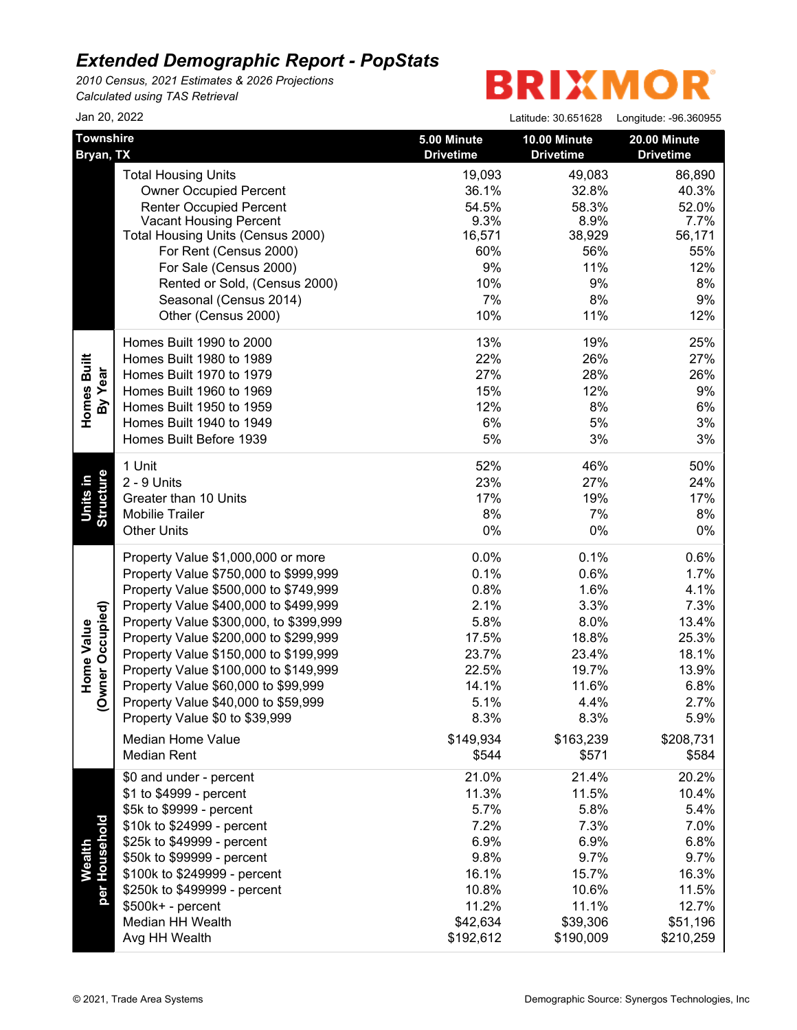# Extended Demographic Report - PopStats

*2010 Census, 2021 Estimates & 2026 Projections*
*Calculated using TAS Retrieval*

BRIXMOR

Jan 20, 2022

Latitude: 30.651628 Longitude: -96.360955

| Townshire Bryan, TX | | 5.00 Minute Drivetime | 10.00 Minute Drivetime | 20.00 Minute Drivetime |
|---|---|---|---|---|
| | Total Housing Units | 19,093 | 49,083 | 86,890 |
| | Owner Occupied Percent | 36.1% | 32.8% | 40.3% |
| | Renter Occupied Percent | 54.5% | 58.3% | 52.0% |
| | Vacant Housing Percent | 9.3% | 8.9% | 7.7% |
| | Total Housing Units (Census 2000) | 16,571 | 38,929 | 56,171 |
| | For Rent (Census 2000) | 60% | 56% | 55% |
| | For Sale (Census 2000) | 9% | 11% | 12% |
| | Rented or Sold, (Census 2000) | 10% | 9% | 8% |
| | Seasonal (Census 2014) | 7% | 8% | 9% |
| | Other (Census 2000) | 10% | 11% | 12% |
| Homes Built By Year | Homes Built 1990 to 2000 | 13% | 19% | 25% |
| | Homes Built 1980 to 1989 | 22% | 26% | 27% |
| | Homes Built 1970 to 1979 | 27% | 28% | 26% |
| | Homes Built 1960 to 1969 | 15% | 12% | 9% |
| | Homes Built 1950 to 1959 | 12% | 8% | 6% |
| | Homes Built 1940 to 1949 | 6% | 5% | 3% |
| | Homes Built Before 1939 | 5% | 3% | 3% |
| Units in Structure | 1 Unit | 52% | 46% | 50% |
| | 2 - 9 Units | 23% | 27% | 24% |
| | Greater than 10 Units | 17% | 19% | 17% |
| | Mobilie Trailer | 8% | 7% | 8% |
| | Other Units | 0% | 0% | 0% |
| Home Value (Owner Occupied) | Property Value $1,000,000 or more | 0.0% | 0.1% | 0.6% |
| | Property Value $750,000 to $999,999 | 0.1% | 0.6% | 1.7% |
| | Property Value $500,000 to $749,999 | 0.8% | 1.6% | 4.1% |
| | Property Value $400,000 to $499,999 | 2.1% | 3.3% | 7.3% |
| | Property Value $300,000, to $399,999 | 5.8% | 8.0% | 13.4% |
| | Property Value $200,000 to $299,999 | 17.5% | 18.8% | 25.3% |
| | Property Value $150,000 to $199,999 | 23.7% | 23.4% | 18.1% |
| | Property Value $100,000 to $149,999 | 22.5% | 19.7% | 13.9% |
| | Property Value $60,000 to $99,999 | 14.1% | 11.6% | 6.8% |
| | Property Value $40,000 to $59,999 | 5.1% | 4.4% | 2.7% |
| | Property Value $0 to $39,999 | 8.3% | 8.3% | 5.9% |
| | Median Home Value | $149,934 | $163,239 | $208,731 |
| | Median Rent | $544 | $571 | $584 |
| Wealth per Household | $0 and under - percent | 21.0% | 21.4% | 20.2% |
| | $1 to $4999 - percent | 11.3% | 11.5% | 10.4% |
| | $5k to $9999 - percent | 5.7% | 5.8% | 5.4% |
| | $10k to $24999 - percent | 7.2% | 7.3% | 7.0% |
| | $25k to $49999 - percent | 6.9% | 6.9% | 6.8% |
| | $50k to $99999 - percent | 9.8% | 9.7% | 9.7% |
| | $100k to $249999 - percent | 16.1% | 15.7% | 16.3% |
| | $250k to $499999 - percent | 10.8% | 10.6% | 11.5% |
| | $500k+ - percent | 11.2% | 11.1% | 12.7% |
| | Median HH Wealth | $42,634 | $39,306 | $51,196 |
| | Avg HH Wealth | $192,612 | $190,009 | $210,259 |

© 2021, Trade Area Systems

Demographic Source: Synergos Technologies, Inc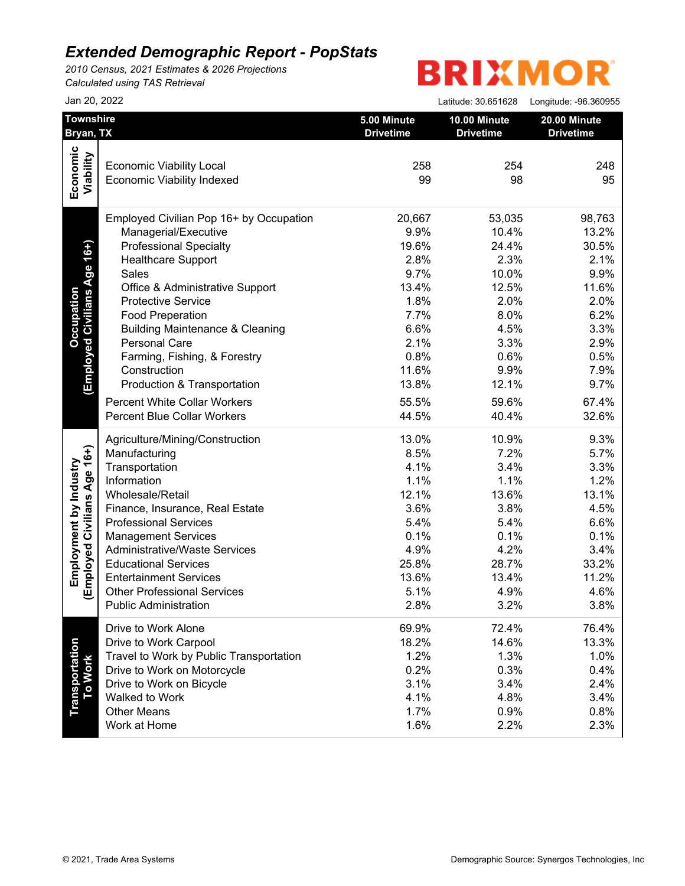# Extended Demographic Report - PopStats

*2010 Census, 2021 Estimates & 2026 Projections*
*Calculated using TAS Retrieval*

BRIXMOR

Jan 20, 2022

Latitude: 30.651628 Longitude: -96.360955

| Townshire Bryan, TX | | 5.00 Minute Drivetime | 10.00 Minute Drivetime | 20.00 Minute Drivetime |
|---|---|---|---|---|
| Economic Viability | Economic Viability Local | 258 | 254 | 248 |
| | Economic Viability Indexed | 99 | 98 | 95 |
| Occupation (Employed Civilians Age 16+) | Employed Civilian Pop 16+ by Occupation | 20,667 | 53,035 | 98,763 |
| | Managerial/Executive | 9.9% | 10.4% | 13.2% |
| | Professional Specialty | 19.6% | 24.4% | 30.5% |
| | Healthcare Support | 2.8% | 2.3% | 2.1% |
| | Sales | 9.7% | 10.0% | 9.9% |
| | Office & Administrative Support | 13.4% | 12.5% | 11.6% |
| | Protective Service | 1.8% | 2.0% | 2.0% |
| | Food Preperation | 7.7% | 8.0% | 6.2% |
| | Building Maintenance & Cleaning | 6.6% | 4.5% | 3.3% |
| | Personal Care | 2.1% | 3.3% | 2.9% |
| | Farming, Fishing, & Forestry | 0.8% | 0.6% | 0.5% |
| | Construction | 11.6% | 9.9% | 7.9% |
| | Production & Transportation | 13.8% | 12.1% | 9.7% |
| | Percent White Collar Workers | 55.5% | 59.6% | 67.4% |
| | Percent Blue Collar Workers | 44.5% | 40.4% | 32.6% |
| Employment by Industry (Employed Civilians Age 16+) | Agriculture/Mining/Construction | 13.0% | 10.9% | 9.3% |
| | Manufacturing | 8.5% | 7.2% | 5.7% |
| | Transportation | 4.1% | 3.4% | 3.3% |
| | Information | 1.1% | 1.1% | 1.2% |
| | Wholesale/Retail | 12.1% | 13.6% | 13.1% |
| | Finance, Insurance, Real Estate | 3.6% | 3.8% | 4.5% |
| | Professional Services | 5.4% | 5.4% | 6.6% |
| | Management Services | 0.1% | 0.1% | 0.1% |
| | Administrative/Waste Services | 4.9% | 4.2% | 3.4% |
| | Educational Services | 25.8% | 28.7% | 33.2% |
| | Entertainment Services | 13.6% | 13.4% | 11.2% |
| | Other Professional Services | 5.1% | 4.9% | 4.6% |
| | Public Administration | 2.8% | 3.2% | 3.8% |
| Transportation To Work | Drive to Work Alone | 69.9% | 72.4% | 76.4% |
| | Drive to Work Carpool | 18.2% | 14.6% | 13.3% |
| | Travel to Work by Public Transportation | 1.2% | 1.3% | 1.0% |
| | Drive to Work on Motorcycle | 0.2% | 0.3% | 0.4% |
| | Drive to Work on Bicycle | 3.1% | 3.4% | 2.4% |
| | Walked to Work | 4.1% | 4.8% | 3.4% |
| | Other Means | 1.7% | 0.9% | 0.8% |
| | Work at Home | 1.6% | 2.2% | 2.3% |

© 2021, Trade Area Systems

Demographic Source: Synergos Technologies, Inc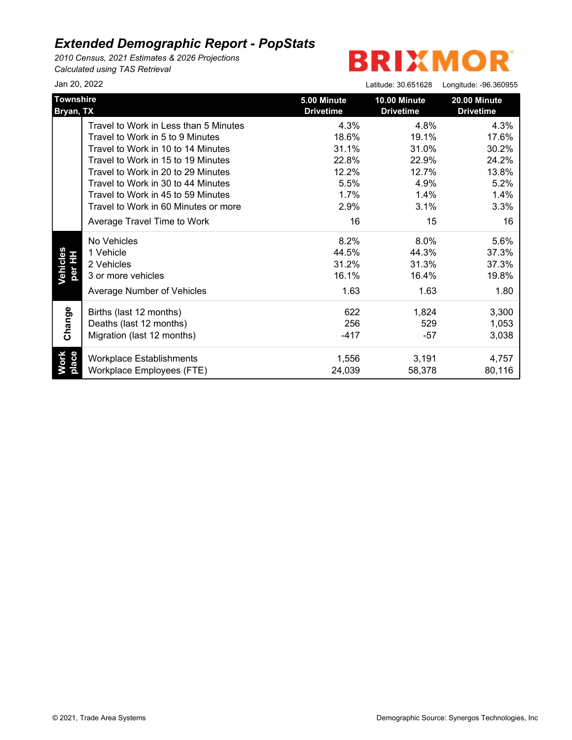# Extended Demographic Report - PopStats

*2010 Census, 2021 Estimates & 2026 Projections*
*Calculated using TAS Retrieval*

BRIXMOR

Jan 20, 2022

Latitude: 30.651628 Longitude: -96.360955

| Townshire Bryan, TX | | 5.00 Minute Drivetime | 10.00 Minute Drivetime | 20.00 Minute Drivetime |
|---|---|---|---|---|
| | Travel to Work in Less than 5 Minutes | 4.3% | 4.8% | 4.3% |
| | Travel to Work in 5 to 9 Minutes | 18.6% | 19.1% | 17.6% |
| | Travel to Work in 10 to 14 Minutes | 31.1% | 31.0% | 30.2% |
| | Travel to Work in 15 to 19 Minutes | 22.8% | 22.9% | 24.2% |
| | Travel to Work in 20 to 29 Minutes | 12.2% | 12.7% | 13.8% |
| | Travel to Work in 30 to 44 Minutes | 5.5% | 4.9% | 5.2% |
| | Travel to Work in 45 to 59 Minutes | 1.7% | 1.4% | 1.4% |
| | Travel to Work in 60 Minutes or more | 2.9% | 3.1% | 3.3% |
| | Average Travel Time to Work | 16 | 15 | 16 |
| Vehicles per HH | No Vehicles | 8.2% | 8.0% | 5.6% |
| | 1 Vehicle | 44.5% | 44.3% | 37.3% |
| | 2 Vehicles | 31.2% | 31.3% | 37.3% |
| | 3 or more vehicles | 16.1% | 16.4% | 19.8% |
| | Average Number of Vehicles | 1.63 | 1.63 | 1.80 |
| Change | Births (last 12 months) | 622 | 1,824 | 3,300 |
| | Deaths (last 12 months) | 256 | 529 | 1,053 |
| | Migration (last 12 months) | -417 | -57 | 3,038 |
| Work place | Workplace Establishments | 1,556 | 3,191 | 4,757 |
| | Workplace Employees (FTE) | 24,039 | 58,378 | 80,116 |

© 2021, Trade Area Systems

Demographic Source: Synergos Technologies, Inc